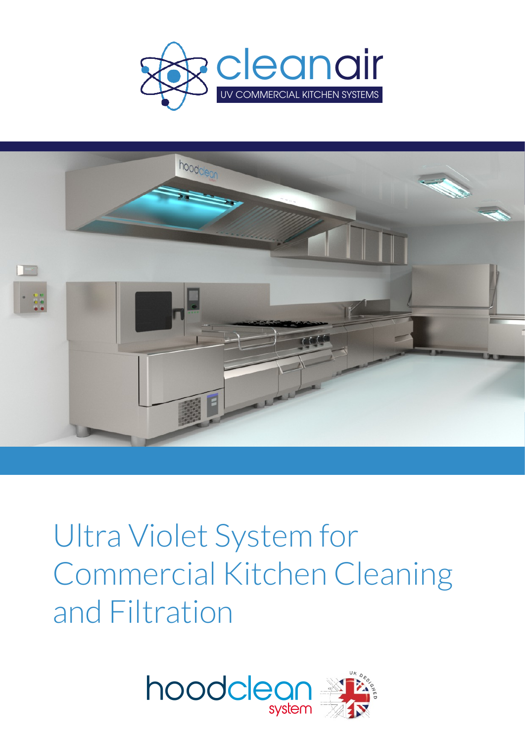cleanair

UV COMMERCIAL KITCHEN SYSTEMS

# Ultra Violet System for Commercial Kitchen Cleaning and Filtration

hoodclean system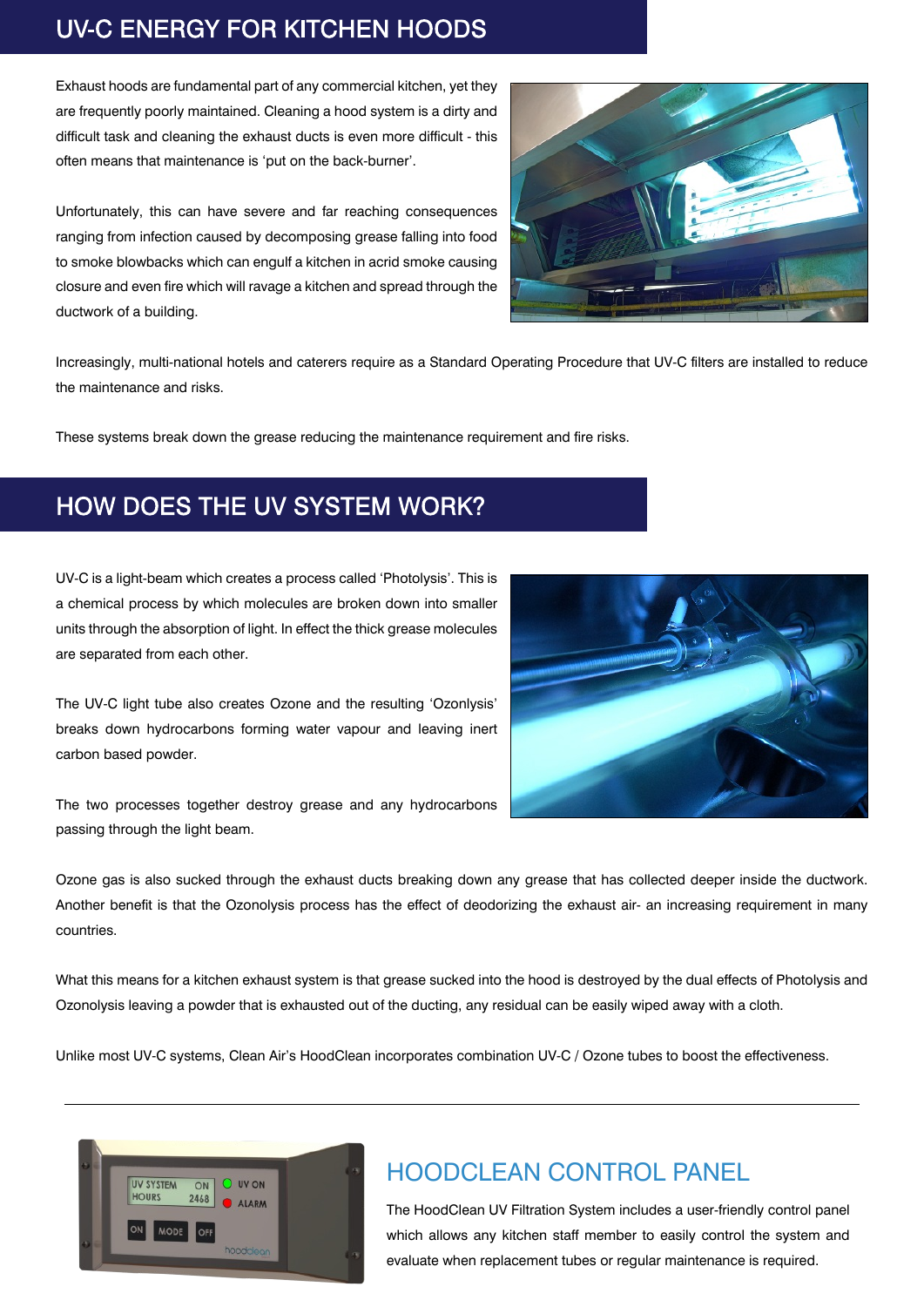## UV-C ENERGY FOR KITCHEN HOODS

Exhaust hoods are fundamental part of any commercial kitchen, yet they are frequently poorly maintained. Cleaning a hood system is a dirty and difficult task and cleaning the exhaust ducts is even more difficult - this often means that maintenance is 'put on the back-burner'.

Unfortunately, this can have severe and far reaching consequences ranging from infection caused by decomposing grease falling into food to smoke blowbacks which can engulf a kitchen in acrid smoke causing closure and even fire which will ravage a kitchen and spread through the ductwork of a building.

Increasingly, multi-national hotels and caterers require as a Standard Operating Procedure that UV-C filters are installed to reduce the maintenance and risks.

These systems break down the grease reducing the maintenance requirement and fire risks.

## HOW DOES THE UV SYSTEM WORK?

UV-C is a light-beam which creates a process called 'Photolysis'. This is a chemical process by which molecules are broken down into smaller units through the absorption of light. In effect the thick grease molecules are separated from each other.

The UV-C light tube also creates Ozone and the resulting 'Ozonlysis' breaks down hydrocarbons forming water vapour and leaving inert carbon based powder.

The two processes together destroy grease and any hydrocarbons passing through the light beam.

Ozone gas is also sucked through the exhaust ducts breaking down any grease that has collected deeper inside the ductwork. Another benefit is that the Ozonolysis process has the effect of deodorizing the exhaust air- an increasing requirement in many countries.

What this means for a kitchen exhaust system is that grease sucked into the hood is destroyed by the dual effects of Photolysis and Ozonolysis leaving a powder that is exhausted out of the ducting, any residual can be easily wiped away with a cloth.

Unlike most UV-C systems, Clean Air's HoodClean incorporates combination UV-C / Ozone tubes to boost the effectiveness.

---

## HOODCLEAN CONTROL PANEL

The HoodClean UV Filtration System includes a user-friendly control panel which allows any kitchen staff member to easily control the system and evaluate when replacement tubes or regular maintenance is required.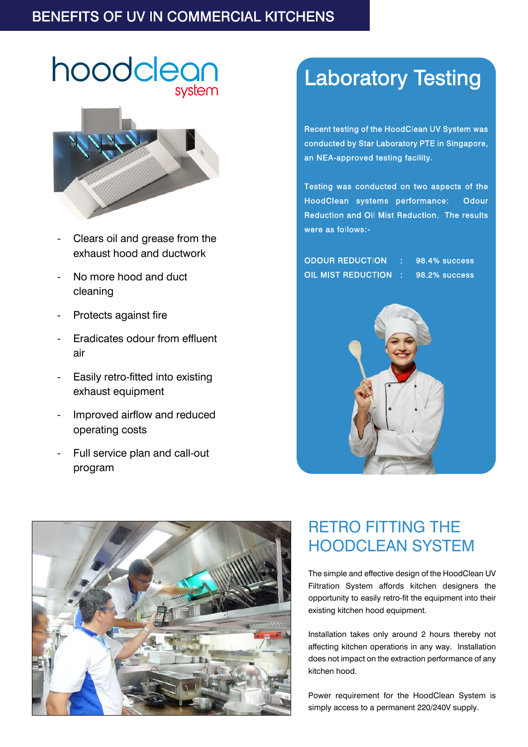# BENEFITS OF UV IN COMMERCIAL KITCHENS

hoodclean system

- Clears oil and grease from the exhaust hood and ductwork
- No more hood and duct cleaning
- Protects against fire
- Eradicates odour from effluent air
- Easily retro-fitted into existing exhaust equipment
- Improved airflow and reduced operating costs
- Full service plan and call-out program

## Laboratory Testing

Recent testing of the HoodClean UV System was conducted by Star Laboratory PTE in Singapore, an NEA-approved testing facility.

Testing was conducted on two aspects of the HoodClean systems performance: Odour Reduction and Oil Mist Reduction. The results were as follows:-

ODOUR REDUCTION : 98.4% success
OIL MIST REDUCTION : 98.2% success

## RETRO FITTING THE HOODCLEAN SYSTEM

The simple and effective design of the HoodClean UV Filtration System affords kitchen designers the opportunity to easily retro-fit the equipment into their existing kitchen hood equipment.

Installation takes only around 2 hours thereby not affecting kitchen operations in any way. Installation does not impact on the extraction performance of any kitchen hood.

Power requirement for the HoodClean System is simply access to a permanent 220/240V supply.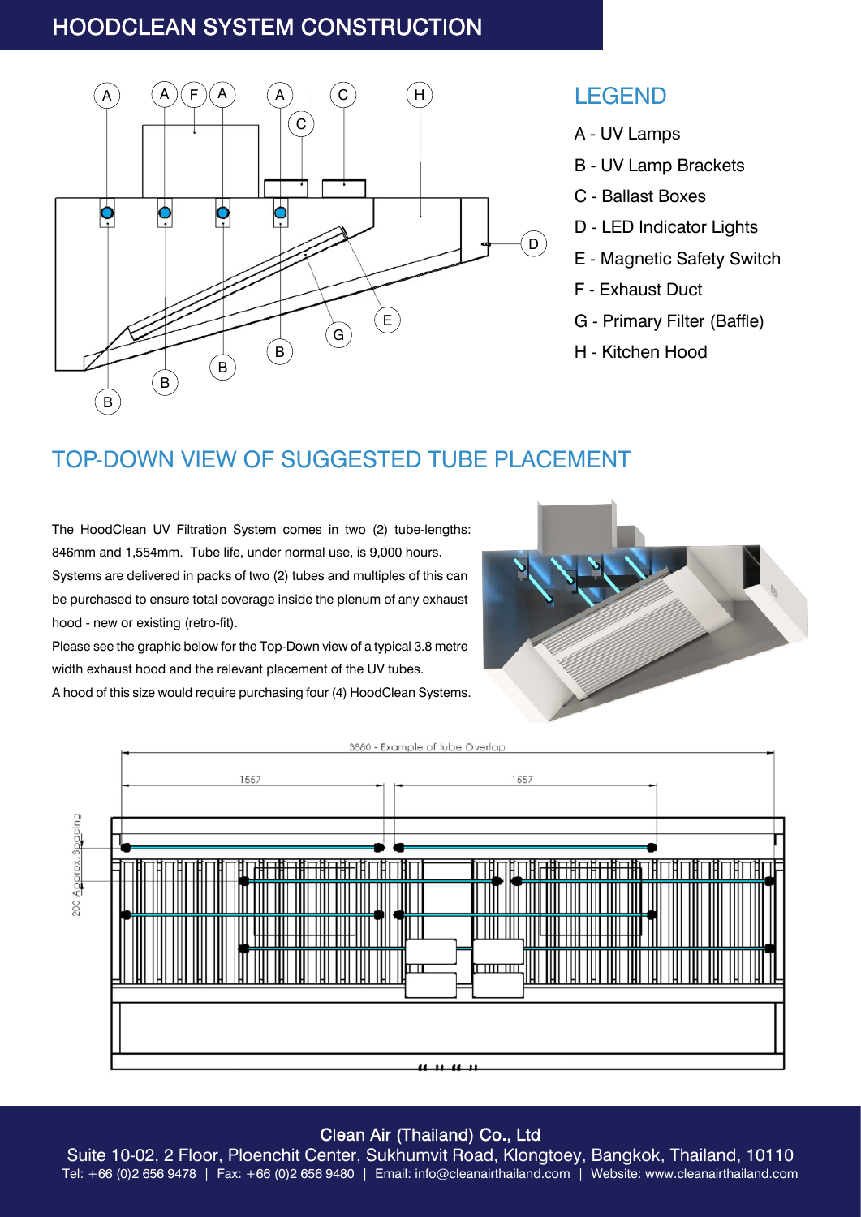## HOODCLEAN SYSTEM CONSTRUCTION

A F A A C C H
D
E G B B B B

### LEGEND

A - UV Lamps

B - UV Lamp Brackets

C - Ballast Boxes

D - LED Indicator Lights

E - Magnetic Safety Switch

F - Exhaust Duct

G - Primary Filter (Baffle)

H - Kitchen Hood

## TOP-DOWN VIEW OF SUGGESTED TUBE PLACEMENT

The HoodClean UV Filtration System comes in two (2) tube-lengths: 846mm and 1,554mm. Tube life, under normal use, is 9,000 hours. Systems are delivered in packs of two (2) tubes and multiples of this can be purchased to ensure total coverage inside the plenum of any exhaust hood - new or existing (retro-fit).

Please see the graphic below for the Top-Down view of a typical 3.8 metre width exhaust hood and the relevant placement of the UV tubes.

A hood of this size would require purchasing four (4) HoodClean Systems.

3880 - Example of tube Overlap

1557

1557

200 Approx. Spacing

**Clean Air (Thailand) Co., Ltd**

Suite 10-02, 2 Floor, Ploenchit Center, Sukhumvit Road, Klongtoey, Bangkok, Thailand, 10110

Tel: +66 (0)2 656 9478 | Fax: +66 (0)2 656 9480 | Email: info@cleanairthailand.com | Website: www.cleanairthailand.com